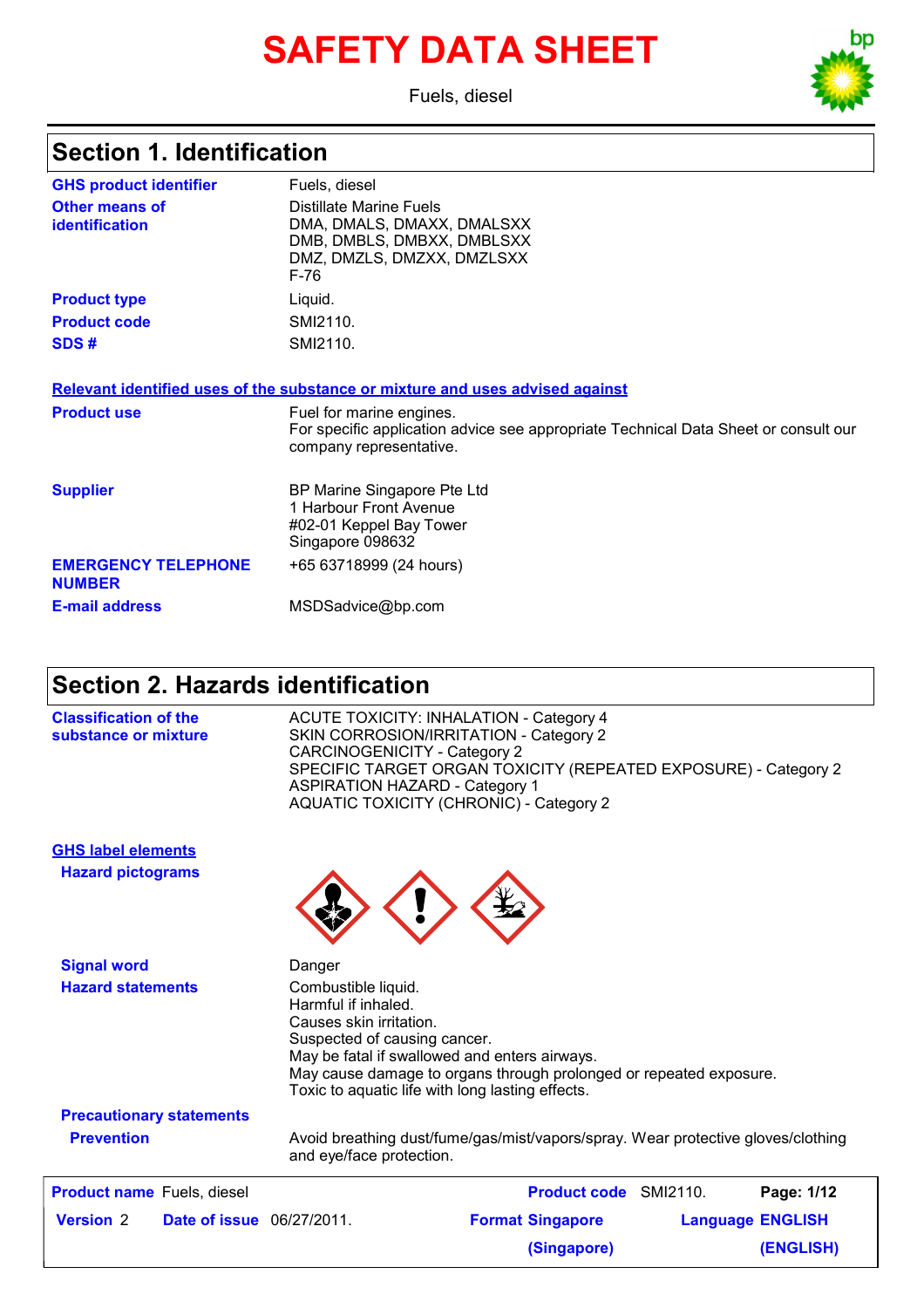# SAFETY DATA SHEET

Fuels, diesel

## Section 1. Identification

| | |
|---|---|
| **GHS product identifier** | Fuels, diesel |
| **Other means of identification** | Distillate Marine Fuels<br>DMA, DMALS, DMAXX, DMALSXX<br>DMB, DMBLS, DMBXX, DMBLSXX<br>DMZ, DMZLS, DMZXX, DMZLSXX<br>F-76 |
| **Product type** | Liquid. |
| **Product code** | SMI2110. |
| **SDS #** | SMI2110. |

**Relevant identified uses of the substance or mixture and uses advised against**

| | |
|---|---|
| **Product use** | Fuel for marine engines.<br>For specific application advice see appropriate Technical Data Sheet or consult our company representative. |
| **Supplier** | BP Marine Singapore Pte Ltd<br>1 Harbour Front Avenue<br>#02-01 Keppel Bay Tower<br>Singapore 098632 |
| **EMERGENCY TELEPHONE NUMBER** | +65 63718999 (24 hours) |
| **E-mail address** | MSDSadvice@bp.com |

## Section 2. Hazards identification

**Classification of the substance or mixture**

ACUTE TOXICITY: INHALATION - Category 4
SKIN CORROSION/IRRITATION - Category 2
CARCINOGENICITY - Category 2
SPECIFIC TARGET ORGAN TOXICITY (REPEATED EXPOSURE) - Category 2
ASPIRATION HAZARD - Category 1
AQUATIC TOXICITY (CHRONIC) - Category 2

**GHS label elements**

**Hazard pictograms**

**Signal word**: Danger

**Hazard statements**

Combustible liquid.
Harmful if inhaled.
Causes skin irritation.
Suspected of causing cancer.
May be fatal if swallowed and enters airways.
May cause damage to organs through prolonged or repeated exposure.
Toxic to aquatic life with long lasting effects.

**Precautionary statements**

**Prevention**: Avoid breathing dust/fume/gas/mist/vapors/spray. Wear protective gloves/clothing and eye/face protection.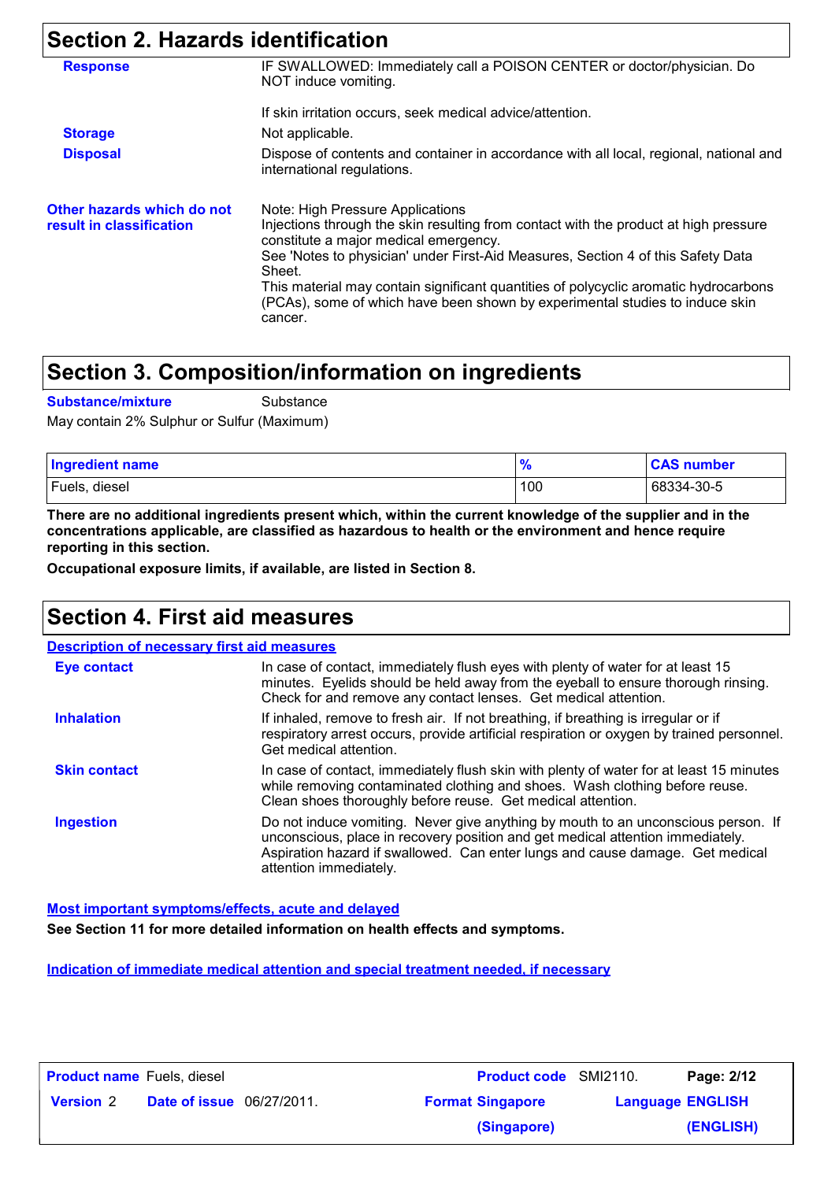## Section 2. Hazards identification

**Response** IF SWALLOWED: Immediately call a POISON CENTER or doctor/physician. Do NOT induce vomiting.

If skin irritation occurs, seek medical advice/attention.

**Storage** Not applicable.

**Disposal** Dispose of contents and container in accordance with all local, regional, national and international regulations.

**Other hazards which do not result in classification**

Note: High Pressure Applications
Injections through the skin resulting from contact with the product at high pressure constitute a major medical emergency.
See 'Notes to physician' under First-Aid Measures, Section 4 of this Safety Data Sheet.
This material may contain significant quantities of polycyclic aromatic hydrocarbons (PCAs), some of which have been shown by experimental studies to induce skin cancer.

## Section 3. Composition/information on ingredients

**Substance/mixture** Substance

May contain 2% Sulphur or Sulfur (Maximum)

| Ingredient name | % | CAS number |
|---|---|---|
| Fuels, diesel | 100 | 68334-30-5 |

**There are no additional ingredients present which, within the current knowledge of the supplier and in the concentrations applicable, are classified as hazardous to health or the environment and hence require reporting in this section.**

**Occupational exposure limits, if available, are listed in Section 8.**

## Section 4. First aid measures

### Description of necessary first aid measures

**Eye contact** In case of contact, immediately flush eyes with plenty of water for at least 15 minutes. Eyelids should be held away from the eyeball to ensure thorough rinsing. Check for and remove any contact lenses. Get medical attention.

**Inhalation** If inhaled, remove to fresh air. If not breathing, if breathing is irregular or if respiratory arrest occurs, provide artificial respiration or oxygen by trained personnel. Get medical attention.

**Skin contact** In case of contact, immediately flush skin with plenty of water for at least 15 minutes while removing contaminated clothing and shoes. Wash clothing before reuse. Clean shoes thoroughly before reuse. Get medical attention.

**Ingestion** Do not induce vomiting. Never give anything by mouth to an unconscious person. If unconscious, place in recovery position and get medical attention immediately. Aspiration hazard if swallowed. Can enter lungs and cause damage. Get medical attention immediately.

### Most important symptoms/effects, acute and delayed

**See Section 11 for more detailed information on health effects and symptoms.**

### Indication of immediate medical attention and special treatment needed, if necessary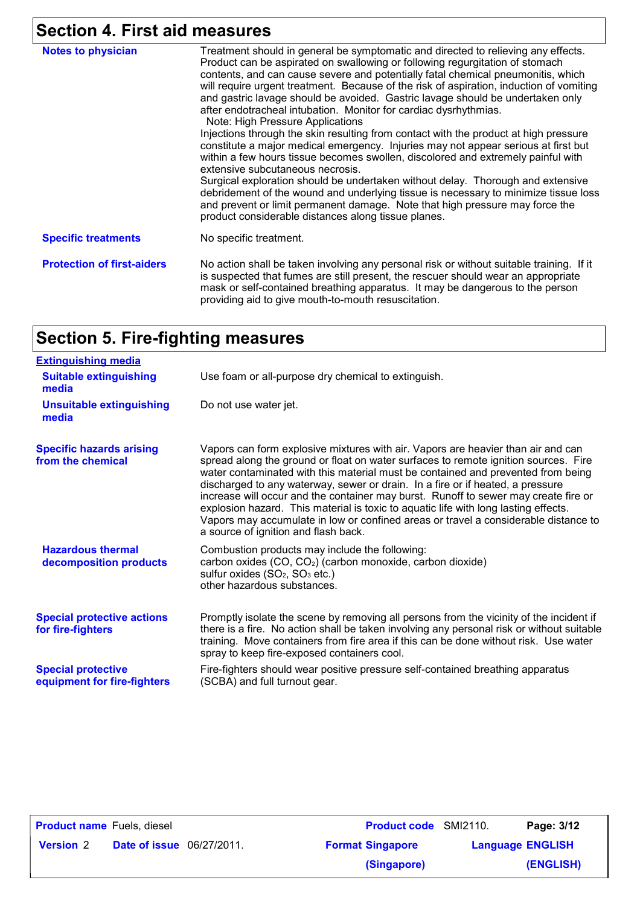## Section 4. First aid measures

**Notes to physician**

Treatment should in general be symptomatic and directed to relieving any effects. Product can be aspirated on swallowing or following regurgitation of stomach contents, and can cause severe and potentially fatal chemical pneumonitis, which will require urgent treatment. Because of the risk of aspiration, induction of vomiting and gastric lavage should be avoided. Gastric lavage should be undertaken only after endotracheal intubation. Monitor for cardiac dysrhythmias.

Note: High Pressure Applications

Injections through the skin resulting from contact with the product at high pressure constitute a major medical emergency. Injuries may not appear serious at first but within a few hours tissue becomes swollen, discolored and extremely painful with extensive subcutaneous necrosis.

Surgical exploration should be undertaken without delay. Thorough and extensive debridement of the wound and underlying tissue is necessary to minimize tissue loss and prevent or limit permanent damage. Note that high pressure may force the product considerable distances along tissue planes.

**Specific treatments**

No specific treatment.

**Protection of first-aiders**

No action shall be taken involving any personal risk or without suitable training. If it is suspected that fumes are still present, the rescuer should wear an appropriate mask or self-contained breathing apparatus. It may be dangerous to the person providing aid to give mouth-to-mouth resuscitation.

## Section 5. Fire-fighting measures

**Extinguishing media**

**Suitable extinguishing media**

Use foam or all-purpose dry chemical to extinguish.

**Unsuitable extinguishing media**

Do not use water jet.

**Specific hazards arising from the chemical**

Vapors can form explosive mixtures with air. Vapors are heavier than air and can spread along the ground or float on water surfaces to remote ignition sources. Fire water contaminated with this material must be contained and prevented from being discharged to any waterway, sewer or drain. In a fire or if heated, a pressure increase will occur and the container may burst. Runoff to sewer may create fire or explosion hazard. This material is toxic to aquatic life with long lasting effects. Vapors may accumulate in low or confined areas or travel a considerable distance to a source of ignition and flash back.

**Hazardous thermal decomposition products**

Combustion products may include the following:
carbon oxides ($CO$, $CO_2$) (carbon monoxide, carbon dioxide)
sulfur oxides ($SO_2$, $SO_3$ etc.)
other hazardous substances.

**Special protective actions for fire-fighters**

Promptly isolate the scene by removing all persons from the vicinity of the incident if there is a fire. No action shall be taken involving any personal risk or without suitable training. Move containers from fire area if this can be done without risk. Use water spray to keep fire-exposed containers cool.

**Special protective equipment for fire-fighters**

Fire-fighters should wear positive pressure self-contained breathing apparatus (SCBA) and full turnout gear.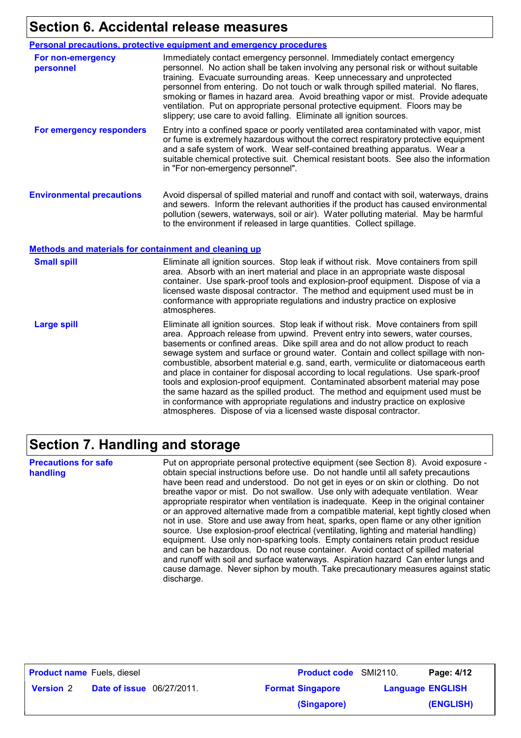## Section 6. Accidental release measures

### Personal precautions, protective equipment and emergency procedures

**For non-emergency personnel**

Immediately contact emergency personnel. Immediately contact emergency personnel. No action shall be taken involving any personal risk or without suitable training. Evacuate surrounding areas. Keep unnecessary and unprotected personnel from entering. Do not touch or walk through spilled material. No flares, smoking or flames in hazard area. Avoid breathing vapor or mist. Provide adequate ventilation. Put on appropriate personal protective equipment. Floors may be slippery; use care to avoid falling. Eliminate all ignition sources.

**For emergency responders**

Entry into a confined space or poorly ventilated area contaminated with vapor, mist or fume is extremely hazardous without the correct respiratory protective equipment and a safe system of work. Wear self-contained breathing apparatus. Wear a suitable chemical protective suit. Chemical resistant boots. See also the information in "For non-emergency personnel".

**Environmental precautions**

Avoid dispersal of spilled material and runoff and contact with soil, waterways, drains and sewers. Inform the relevant authorities if the product has caused environmental pollution (sewers, waterways, soil or air). Water polluting material. May be harmful to the environment if released in large quantities. Collect spillage.

### Methods and materials for containment and cleaning up

**Small spill**

Eliminate all ignition sources. Stop leak if without risk. Move containers from spill area. Absorb with an inert material and place in an appropriate waste disposal container. Use spark-proof tools and explosion-proof equipment. Dispose of via a licensed waste disposal contractor. The method and equipment used must be in conformance with appropriate regulations and industry practice on explosive atmospheres.

**Large spill**

Eliminate all ignition sources. Stop leak if without risk. Move containers from spill area. Approach release from upwind. Prevent entry into sewers, water courses, basements or confined areas. Dike spill area and do not allow product to reach sewage system and surface or ground water. Contain and collect spillage with non-combustible, absorbent material e.g. sand, earth, vermiculite or diatomaceous earth and place in container for disposal according to local regulations. Use spark-proof tools and explosion-proof equipment. Contaminated absorbent material may pose the same hazard as the spilled product. The method and equipment used must be in conformance with appropriate regulations and industry practice on explosive atmospheres. Dispose of via a licensed waste disposal contractor.

## Section 7. Handling and storage

**Precautions for safe handling**

Put on appropriate personal protective equipment (see Section 8). Avoid exposure - obtain special instructions before use. Do not handle until all safety precautions have been read and understood. Do not get in eyes or on skin or clothing. Do not breathe vapor or mist. Do not swallow. Use only with adequate ventilation. Wear appropriate respirator when ventilation is inadequate. Keep in the original container or an approved alternative made from a compatible material, kept tightly closed when not in use. Store and use away from heat, sparks, open flame or any other ignition source. Use explosion-proof electrical (ventilating, lighting and material handling) equipment. Use only non-sparking tools. Empty containers retain product residue and can be hazardous. Do not reuse container. Avoid contact of spilled material and runoff with soil and surface waterways. Aspiration hazard Can enter lungs and cause damage. Never siphon by mouth. Take precautionary measures against static discharge.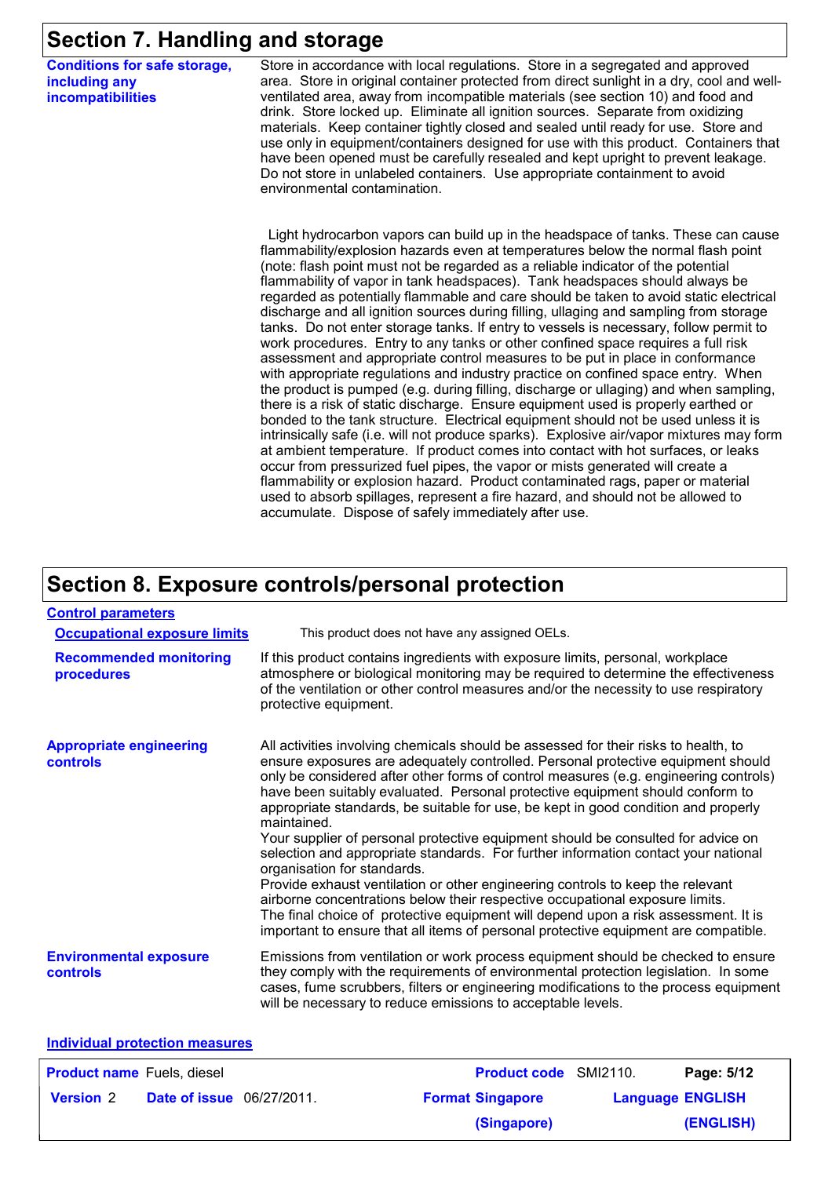## Section 7. Handling and storage

**Conditions for safe storage, including any incompatibilities**

Store in accordance with local regulations. Store in a segregated and approved area. Store in original container protected from direct sunlight in a dry, cool and well-ventilated area, away from incompatible materials (see section 10) and food and drink. Store locked up. Eliminate all ignition sources. Separate from oxidizing materials. Keep container tightly closed and sealed until ready for use. Store and use only in equipment/containers designed for use with this product. Containers that have been opened must be carefully resealed and kept upright to prevent leakage. Do not store in unlabeled containers. Use appropriate containment to avoid environmental contamination.

Light hydrocarbon vapors can build up in the headspace of tanks. These can cause flammability/explosion hazards even at temperatures below the normal flash point (note: flash point must not be regarded as a reliable indicator of the potential flammability of vapor in tank headspaces). Tank headspaces should always be regarded as potentially flammable and care should be taken to avoid static electrical discharge and all ignition sources during filling, ullaging and sampling from storage tanks. Do not enter storage tanks. If entry to vessels is necessary, follow permit to work procedures. Entry to any tanks or other confined space requires a full risk assessment and appropriate control measures to be put in place in conformance with appropriate regulations and industry practice on confined space entry. When the product is pumped (e.g. during filling, discharge or ullaging) and when sampling, there is a risk of static discharge. Ensure equipment used is properly earthed or bonded to the tank structure. Electrical equipment should not be used unless it is intrinsically safe (i.e. will not produce sparks). Explosive air/vapor mixtures may form at ambient temperature. If product comes into contact with hot surfaces, or leaks occur from pressurized fuel pipes, the vapor or mists generated will create a flammability or explosion hazard. Product contaminated rags, paper or material used to absorb spillages, represent a fire hazard, and should not be allowed to accumulate. Dispose of safely immediately after use.

## Section 8. Exposure controls/personal protection

**Control parameters**

**Occupational exposure limits**

This product does not have any assigned OELs.

**Recommended monitoring procedures**

If this product contains ingredients with exposure limits, personal, workplace atmosphere or biological monitoring may be required to determine the effectiveness of the ventilation or other control measures and/or the necessity to use respiratory protective equipment.

**Appropriate engineering controls**

All activities involving chemicals should be assessed for their risks to health, to ensure exposures are adequately controlled. Personal protective equipment should only be considered after other forms of control measures (e.g. engineering controls) have been suitably evaluated. Personal protective equipment should conform to appropriate standards, be suitable for use, be kept in good condition and properly maintained.
Your supplier of personal protective equipment should be consulted for advice on selection and appropriate standards. For further information contact your national organisation for standards.
Provide exhaust ventilation or other engineering controls to keep the relevant airborne concentrations below their respective occupational exposure limits.
The final choice of protective equipment will depend upon a risk assessment. It is important to ensure that all items of personal protective equipment are compatible.

**Environmental exposure controls**

Emissions from ventilation or work process equipment should be checked to ensure they comply with the requirements of environmental protection legislation. In some cases, fume scrubbers, filters or engineering modifications to the process equipment will be necessary to reduce emissions to acceptable levels.

**Individual protection measures**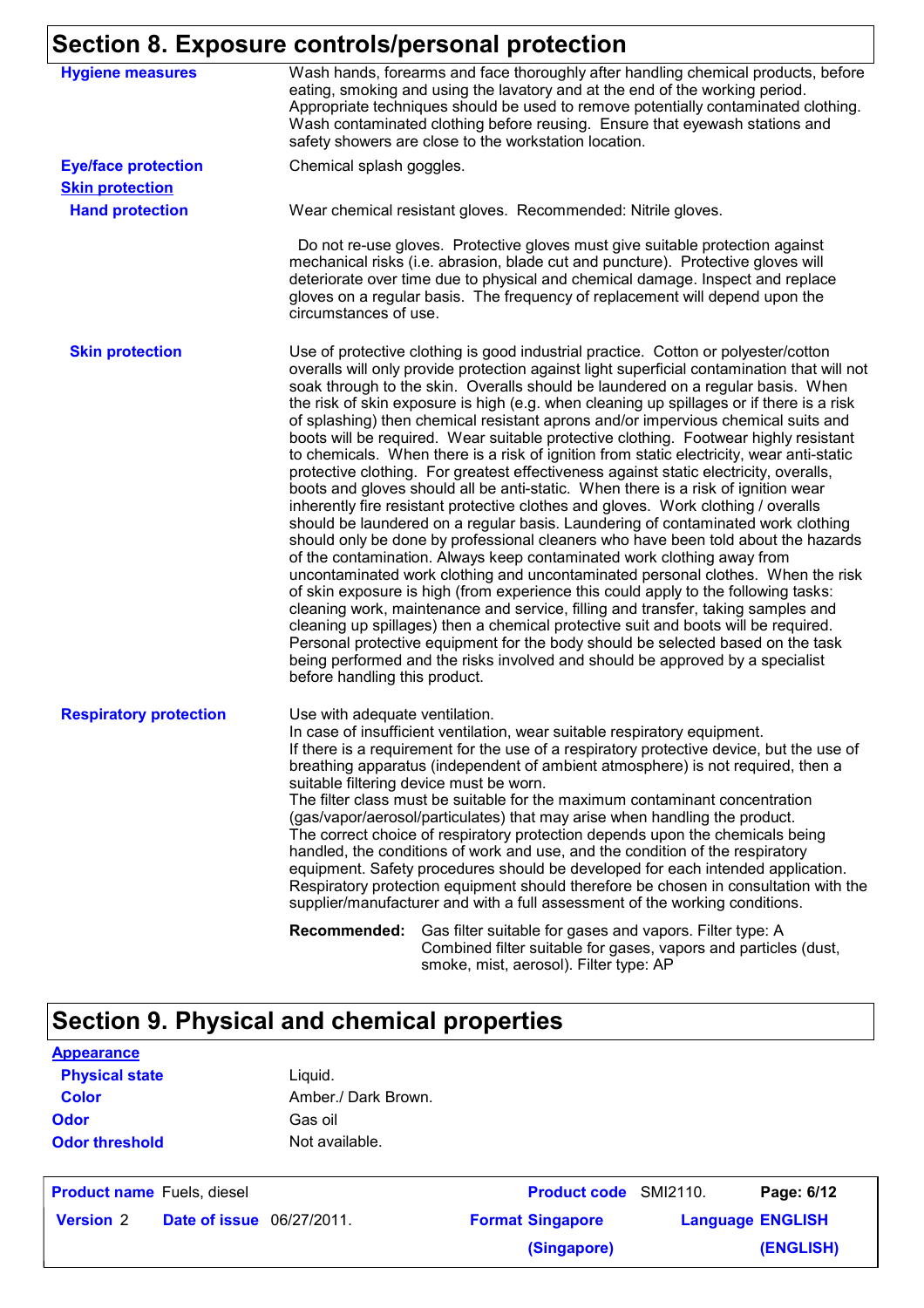## Section 8. Exposure controls/personal protection

**Hygiene measures**

Wash hands, forearms and face thoroughly after handling chemical products, before eating, smoking and using the lavatory and at the end of the working period. Appropriate techniques should be used to remove potentially contaminated clothing. Wash contaminated clothing before reusing. Ensure that eyewash stations and safety showers are close to the workstation location.

**Eye/face protection**

Chemical splash goggles.

**Skin protection**

**Hand protection**

Wear chemical resistant gloves. Recommended: Nitrile gloves.

Do not re-use gloves. Protective gloves must give suitable protection against mechanical risks (i.e. abrasion, blade cut and puncture). Protective gloves will deteriorate over time due to physical and chemical damage. Inspect and replace gloves on a regular basis. The frequency of replacement will depend upon the circumstances of use.

**Skin protection**

Use of protective clothing is good industrial practice. Cotton or polyester/cotton overalls will only provide protection against light superficial contamination that will not soak through to the skin. Overalls should be laundered on a regular basis. When the risk of skin exposure is high (e.g. when cleaning up spillages or if there is a risk of splashing) then chemical resistant aprons and/or impervious chemical suits and boots will be required. Wear suitable protective clothing. Footwear highly resistant to chemicals. When there is a risk of ignition from static electricity, wear anti-static protective clothing. For greatest effectiveness against static electricity, overalls, boots and gloves should all be anti-static. When there is a risk of ignition wear inherently fire resistant protective clothes and gloves. Work clothing / overalls should be laundered on a regular basis. Laundering of contaminated work clothing should only be done by professional cleaners who have been told about the hazards of the contamination. Always keep contaminated work clothing away from uncontaminated work clothing and uncontaminated personal clothes. When the risk of skin exposure is high (from experience this could apply to the following tasks: cleaning work, maintenance and service, filling and transfer, taking samples and cleaning up spillages) then a chemical protective suit and boots will be required. Personal protective equipment for the body should be selected based on the task being performed and the risks involved and should be approved by a specialist before handling this product.

**Respiratory protection**

Use with adequate ventilation.
In case of insufficient ventilation, wear suitable respiratory equipment.
If there is a requirement for the use of a respiratory protective device, but the use of breathing apparatus (independent of ambient atmosphere) is not required, then a suitable filtering device must be worn.
The filter class must be suitable for the maximum contaminant concentration (gas/vapor/aerosol/particulates) that may arise when handling the product.
The correct choice of respiratory protection depends upon the chemicals being handled, the conditions of work and use, and the condition of the respiratory equipment. Safety procedures should be developed for each intended application. Respiratory protection equipment should therefore be chosen in consultation with the supplier/manufacturer and with a full assessment of the working conditions.

**Recommended:** Gas filter suitable for gases and vapors. Filter type: A
Combined filter suitable for gases, vapors and particles (dust, smoke, mist, aerosol). Filter type: AP

## Section 9. Physical and chemical properties

**Appearance**

| | |
|---|---|
| **Physical state** | Liquid. |
| **Color** | Amber./ Dark Brown. |
| **Odor** | Gas oil |
| **Odor threshold** | Not available. |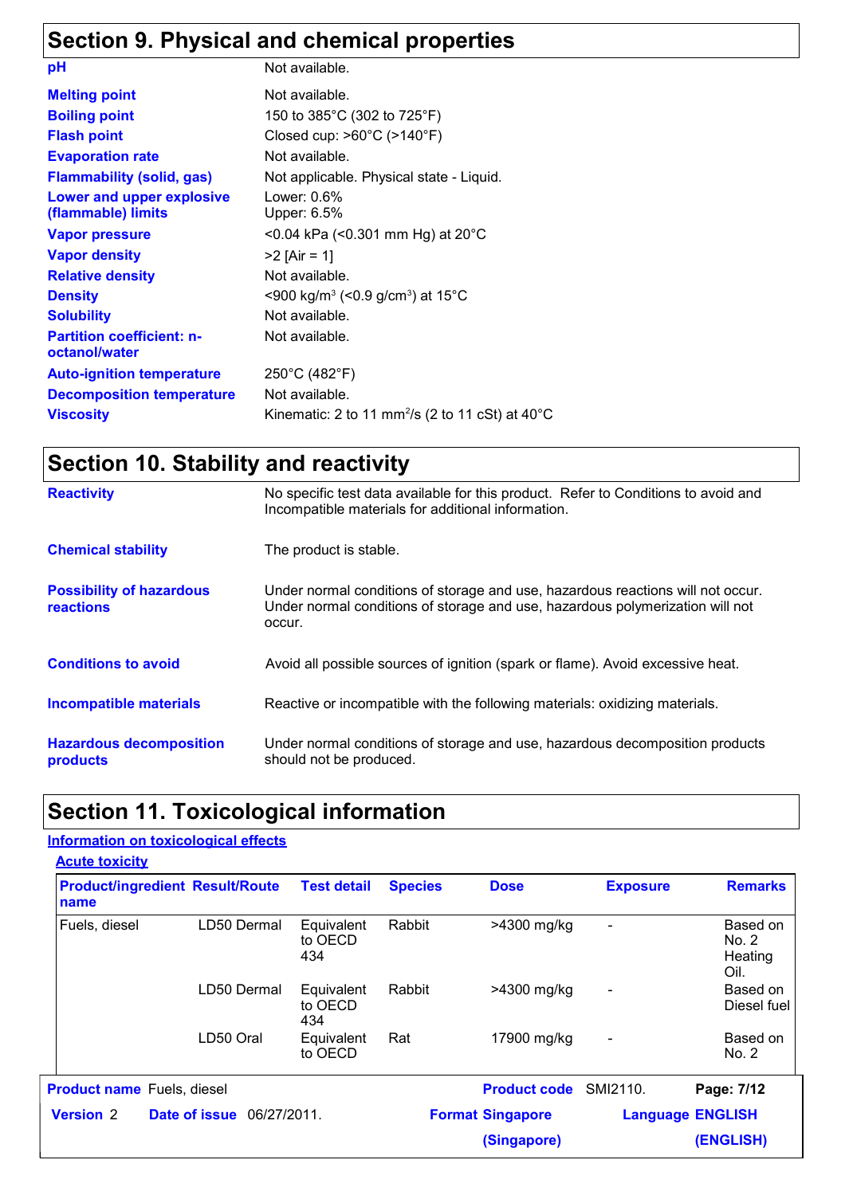## Section 9. Physical and chemical properties

| | |
|---|---|
| **pH** | Not available. |
| **Melting point** | Not available. |
| **Boiling point** | 150 to 385°C (302 to 725°F) |
| **Flash point** | Closed cup: >60°C (>140°F) |
| **Evaporation rate** | Not available. |
| **Flammability (solid, gas)** | Not applicable. Physical state - Liquid. |
| **Lower and upper explosive (flammable) limits** | Lower: 0.6%<br>Upper: 6.5% |
| **Vapor pressure** | <0.04 kPa (<0.301 mm Hg) at 20°C |
| **Vapor density** | >2 [Air = 1] |
| **Relative density** | Not available. |
| **Density** | <900 kg/m$^3$ (<0.9 g/cm$^3$) at 15°C |
| **Solubility** | Not available. |
| **Partition coefficient: n-octanol/water** | Not available. |
| **Auto-ignition temperature** | 250°C (482°F) |
| **Decomposition temperature** | Not available. |
| **Viscosity** | Kinematic: 2 to 11 mm$^2$/s (2 to 11 cSt) at 40°C |

## Section 10. Stability and reactivity

| | |
|---|---|
| **Reactivity** | No specific test data available for this product. Refer to Conditions to avoid and Incompatible materials for additional information. |
| **Chemical stability** | The product is stable. |
| **Possibility of hazardous reactions** | Under normal conditions of storage and use, hazardous reactions will not occur.<br>Under normal conditions of storage and use, hazardous polymerization will not occur. |
| **Conditions to avoid** | Avoid all possible sources of ignition (spark or flame). Avoid excessive heat. |
| **Incompatible materials** | Reactive or incompatible with the following materials: oxidizing materials. |
| **Hazardous decomposition products** | Under normal conditions of storage and use, hazardous decomposition products should not be produced. |

## Section 11. Toxicological information

### Information on toxicological effects

#### Acute toxicity

| Product/ingredient name | Result/Route | Test detail | Species | Dose | Exposure | Remarks |
|---|---|---|---|---|---|---|
| Fuels, diesel | LD50 Dermal | Equivalent to OECD 434 | Rabbit | >4300 mg/kg | - | Based on No. 2 Heating Oil. |
| | LD50 Dermal | Equivalent to OECD 434 | Rabbit | >4300 mg/kg | - | Based on Diesel fuel |
| | LD50 Oral | Equivalent to OECD | Rat | 17900 mg/kg | - | Based on No. 2 |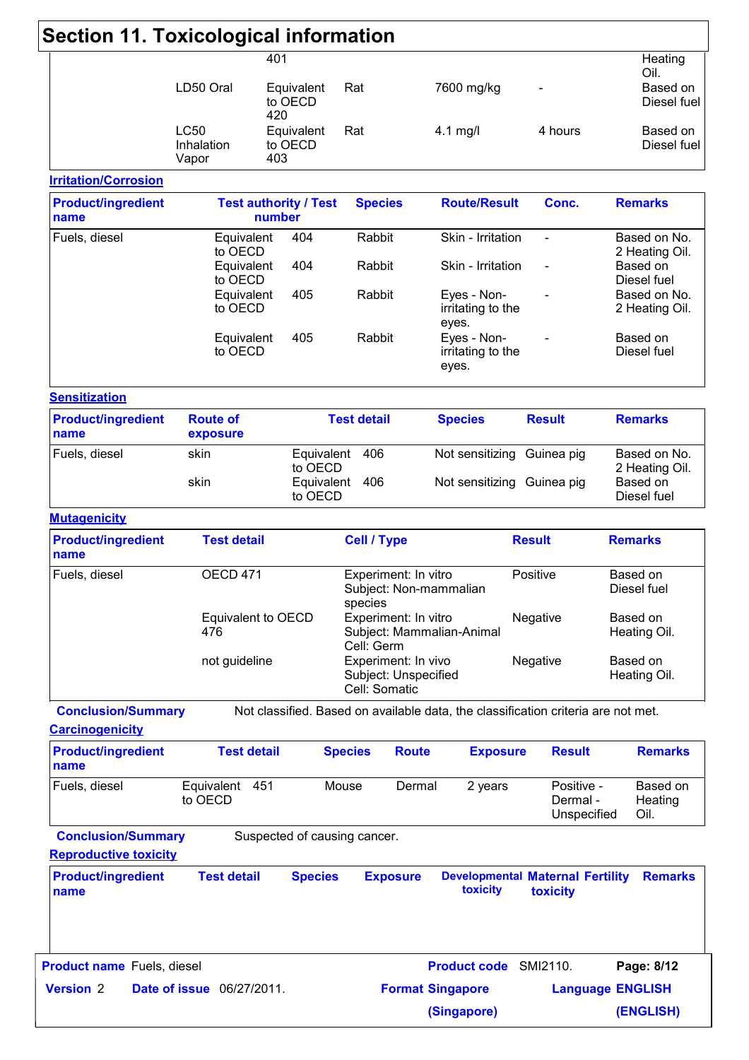# Section 11. Toxicological information

| | | | | | | |
|---|---|---|---|---|---|---|
| | | 401 | | | | Heating Oil. |
| | LD50 Oral | Equivalent to OECD 420 | Rat | 7600 mg/kg | - | Based on Diesel fuel |
| | LC50 Inhalation Vapor | Equivalent to OECD 403 | Rat | 4.1 mg/l | 4 hours | Based on Diesel fuel |

**Irritation/Corrosion**

| Product/ingredient name | Test authority / Test number | | Species | Route/Result | Conc. | Remarks |
|---|---|---|---|---|---|---|
| Fuels, diesel | Equivalent to OECD | 404 | Rabbit | Skin - Irritation | - | Based on No. 2 Heating Oil. |
| | Equivalent to OECD | 404 | Rabbit | Skin - Irritation | - | Based on Diesel fuel |
| | Equivalent to OECD | 405 | Rabbit | Eyes - Non-irritating to the eyes. | - | Based on No. 2 Heating Oil. |
| | Equivalent to OECD | 405 | Rabbit | Eyes - Non-irritating to the eyes. | - | Based on Diesel fuel |

**Sensitization**

| Product/ingredient name | Route of exposure | Test detail | | Species | Result | Remarks |
|---|---|---|---|---|---|---|
| Fuels, diesel | skin | Equivalent to OECD | 406 | Not sensitizing | Guinea pig | Based on No. 2 Heating Oil. |
| | skin | Equivalent to OECD | 406 | Not sensitizing | Guinea pig | Based on Diesel fuel |

**Mutagenicity**

| Product/ingredient name | Test detail | Cell / Type | Result | Remarks |
|---|---|---|---|---|
| Fuels, diesel | OECD 471 | Experiment: In vitro<br>Subject: Non-mammalian species | Positive | Based on Diesel fuel |
| | Equivalent to OECD 476 | Experiment: In vitro<br>Subject: Mammalian-Animal<br>Cell: Germ | Negative | Based on Heating Oil. |
| | not guideline | Experiment: In vivo<br>Subject: Unspecified<br>Cell: Somatic | Negative | Based on Heating Oil. |

**Conclusion/Summary** Not classified. Based on available data, the classification criteria are not met.

**Carcinogenicity**

| Product/ingredient name | Test detail | | Species | Route | Exposure | Result | Remarks |
|---|---|---|---|---|---|---|---|
| Fuels, diesel | Equivalent to OECD | 451 | Mouse | Dermal | 2 years | Positive - Dermal - Unspecified | Based on Heating Oil. |

**Conclusion/Summary** Suspected of causing cancer.

**Reproductive toxicity**

| Product/ingredient name | Test detail | Species | Exposure | Developmental toxicity | Maternal toxicity | Fertility | Remarks |
|---|---|---|---|---|---|---|---|
| | | | | | | | |

**Product name** Fuels, diesel **Product code** SMI2110.

**Version** 2 **Date of issue** 06/27/2011. **Format Singapore (Singapore)** **Language ENGLISH (ENGLISH)**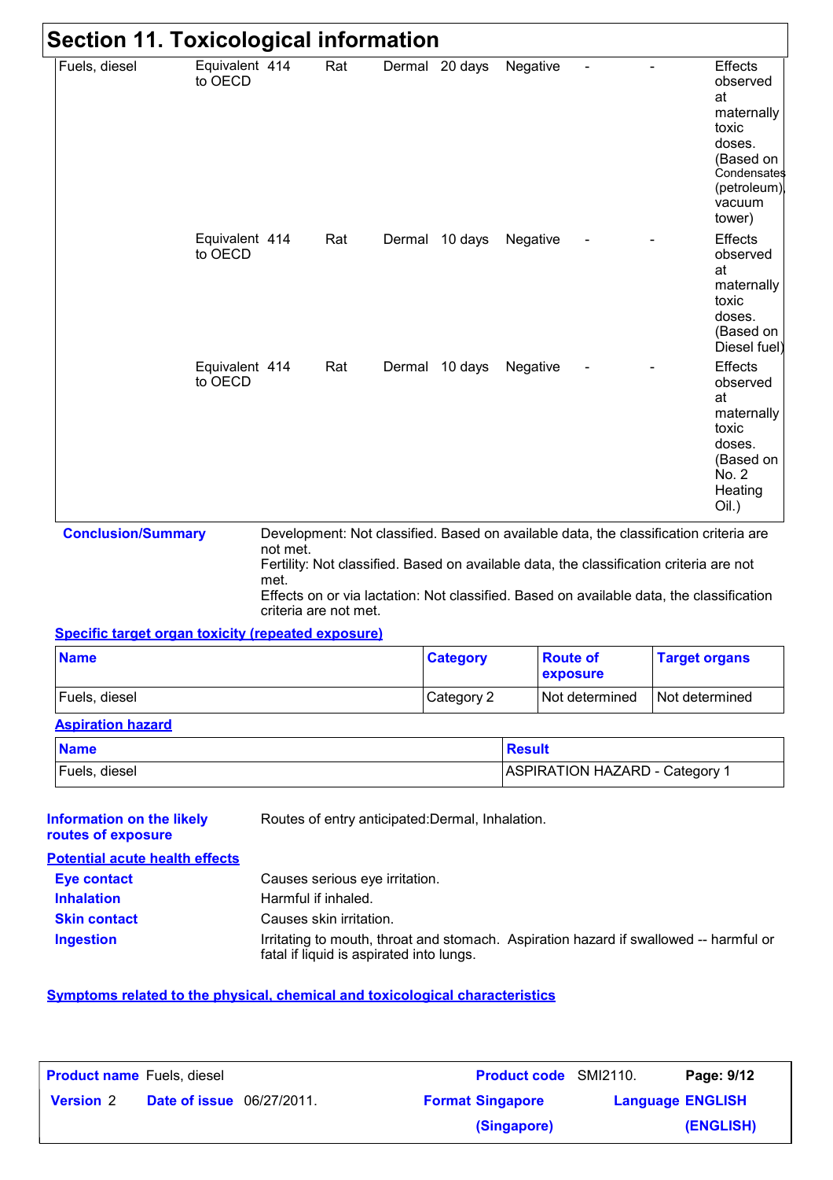# Section 11. Toxicological information

| | | | | | | | | | |
|---|---|---|---|---|---|---|---|---|---|
| Fuels, diesel | Equivalent to OECD | 414 | Rat | Dermal | 20 days | Negative | - | - | Effects observed at maternally toxic doses. (Based on Condensates (petroleum), vacuum tower) |
| | Equivalent to OECD | 414 | Rat | Dermal | 10 days | Negative | - | - | Effects observed at maternally toxic doses. (Based on Diesel fuel) |
| | Equivalent to OECD | 414 | Rat | Dermal | 10 days | Negative | - | - | Effects observed at maternally toxic doses. (Based on No. 2 Heating Oil.) |

**Conclusion/Summary**

Development: Not classified. Based on available data, the classification criteria are not met.
Fertility: Not classified. Based on available data, the classification criteria are not met.
Effects on or via lactation: Not classified. Based on available data, the classification criteria are not met.

**Specific target organ toxicity (repeated exposure)**

| Name | Category | Route of exposure | Target organs |
|---|---|---|---|
| Fuels, diesel | Category 2 | Not determined | Not determined |

**Aspiration hazard**

| Name | Result |
|---|---|
| Fuels, diesel | ASPIRATION HAZARD - Category 1 |

**Information on the likely routes of exposure**

Routes of entry anticipated:Dermal, Inhalation.

**Potential acute health effects**

**Eye contact** Causes serious eye irritation.

**Inhalation** Harmful if inhaled.

**Skin contact** Causes skin irritation.

**Ingestion** Irritating to mouth, throat and stomach. Aspiration hazard if swallowed -- harmful or fatal if liquid is aspirated into lungs.

**Symptoms related to the physical, chemical and toxicological characteristics**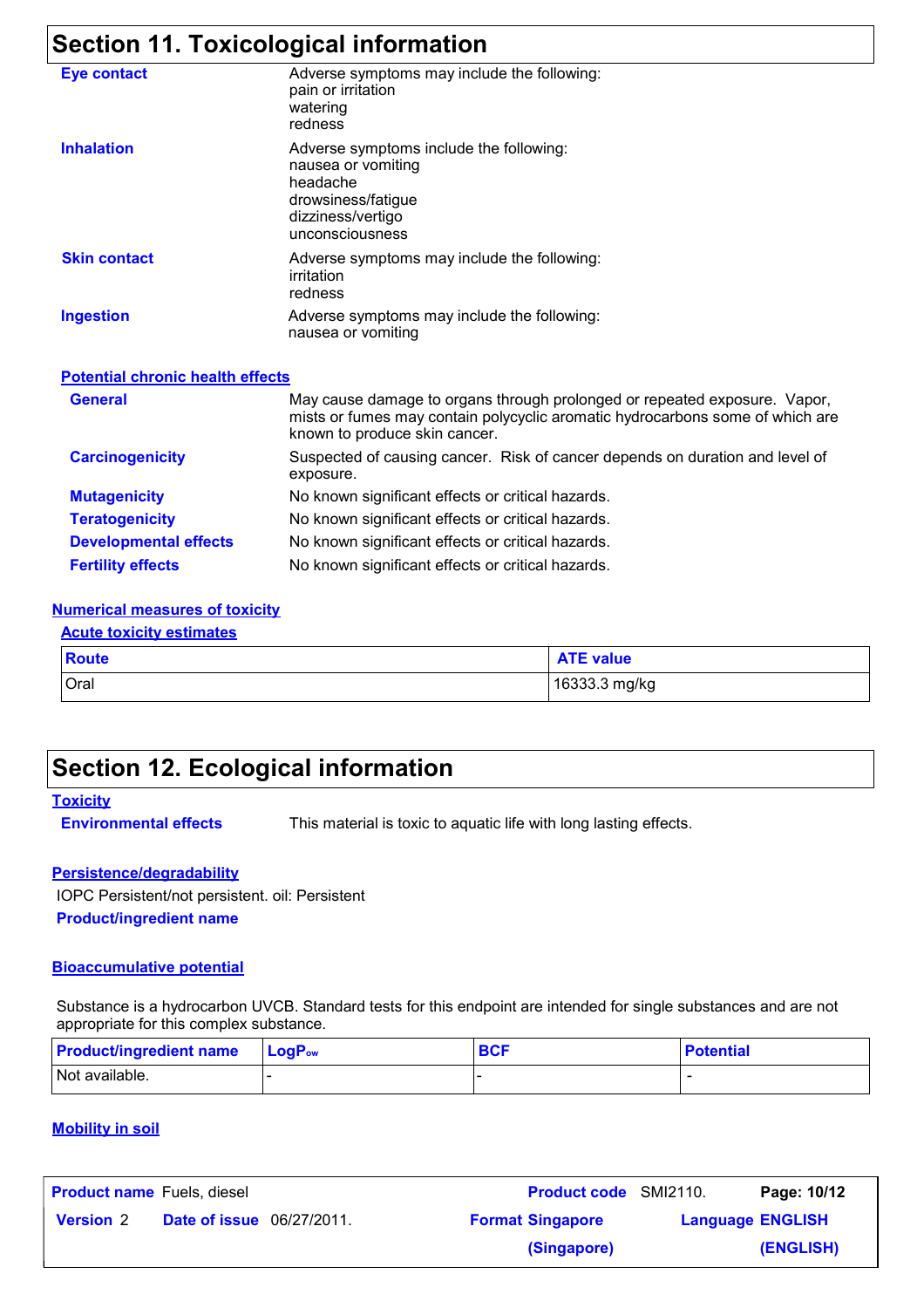## Section 11. Toxicological information

| | |
|---|---|
| **Eye contact** | Adverse symptoms may include the following:<br>pain or irritation<br>watering<br>redness |
| **Inhalation** | Adverse symptoms include the following:<br>nausea or vomiting<br>headache<br>drowsiness/fatigue<br>dizziness/vertigo<br>unconsciousness |
| **Skin contact** | Adverse symptoms may include the following:<br>irritation<br>redness |
| **Ingestion** | Adverse symptoms may include the following:<br>nausea or vomiting |

### Potential chronic health effects

| | |
|---|---|
| **General** | May cause damage to organs through prolonged or repeated exposure. Vapor, mists or fumes may contain polycyclic aromatic hydrocarbons some of which are known to produce skin cancer. |
| **Carcinogenicity** | Suspected of causing cancer. Risk of cancer depends on duration and level of exposure. |
| **Mutagenicity** | No known significant effects or critical hazards. |
| **Teratogenicity** | No known significant effects or critical hazards. |
| **Developmental effects** | No known significant effects or critical hazards. |
| **Fertility effects** | No known significant effects or critical hazards. |

### Numerical measures of toxicity

#### Acute toxicity estimates

| Route | ATE value |
|---|---|
| Oral | 16333.3 mg/kg |

## Section 12. Ecological information

### Toxicity

**Environmental effects** This material is toxic to aquatic life with long lasting effects.

### Persistence/degradability

IOPC Persistent/not persistent. oil: Persistent

**Product/ingredient name**

### Bioaccumulative potential

Substance is a hydrocarbon UVCB. Standard tests for this endpoint are intended for single substances and are not appropriate for this complex substance.

| Product/ingredient name | $LogP_{ow}$ | BCF | Potential |
|---|---|---|---|
| Not available. | - | - | - |

### Mobility in soil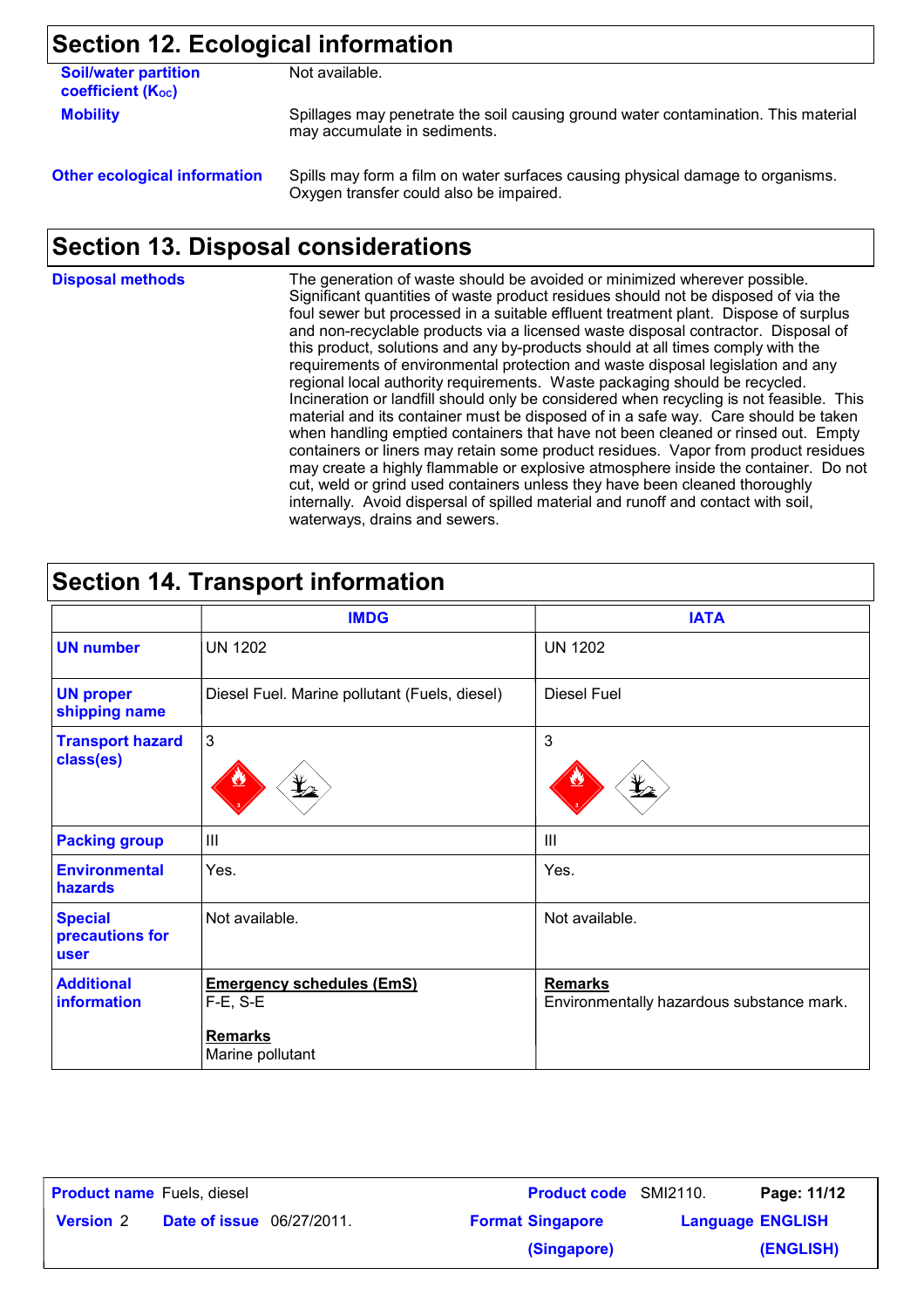## Section 12. Ecological information

**Soil/water partition coefficient ($K_{OC}$)**: Not available.

**Mobility**: Spillages may penetrate the soil causing ground water contamination. This material may accumulate in sediments.

**Other ecological information**: Spills may form a film on water surfaces causing physical damage to organisms. Oxygen transfer could also be impaired.

## Section 13. Disposal considerations

**Disposal methods**: The generation of waste should be avoided or minimized wherever possible. Significant quantities of waste product residues should not be disposed of via the foul sewer but processed in a suitable effluent treatment plant. Dispose of surplus and non-recyclable products via a licensed waste disposal contractor. Disposal of this product, solutions and any by-products should at all times comply with the requirements of environmental protection and waste disposal legislation and any regional local authority requirements. Waste packaging should be recycled. Incineration or landfill should only be considered when recycling is not feasible. This material and its container must be disposed of in a safe way. Care should be taken when handling emptied containers that have not been cleaned or rinsed out. Empty containers or liners may retain some product residues. Vapor from product residues may create a highly flammable or explosive atmosphere inside the container. Do not cut, weld or grind used containers unless they have been cleaned thoroughly internally. Avoid dispersal of spilled material and runoff and contact with soil, waterways, drains and sewers.

## Section 14. Transport information

| | IMDG | IATA |
|---|---|---|
| **UN number** | UN 1202 | UN 1202 |
| **UN proper shipping name** | Diesel Fuel. Marine pollutant (Fuels, diesel) | Diesel Fuel |
| **Transport hazard class(es)** | 3 | 3 |
| **Packing group** | III | III |
| **Environmental hazards** | Yes. | Yes. |
| **Special precautions for user** | Not available. | Not available. |
| **Additional information** | **Emergency schedules (EmS)** F-E, S-E **Remarks** Marine pollutant | **Remarks** Environmentally hazardous substance mark. |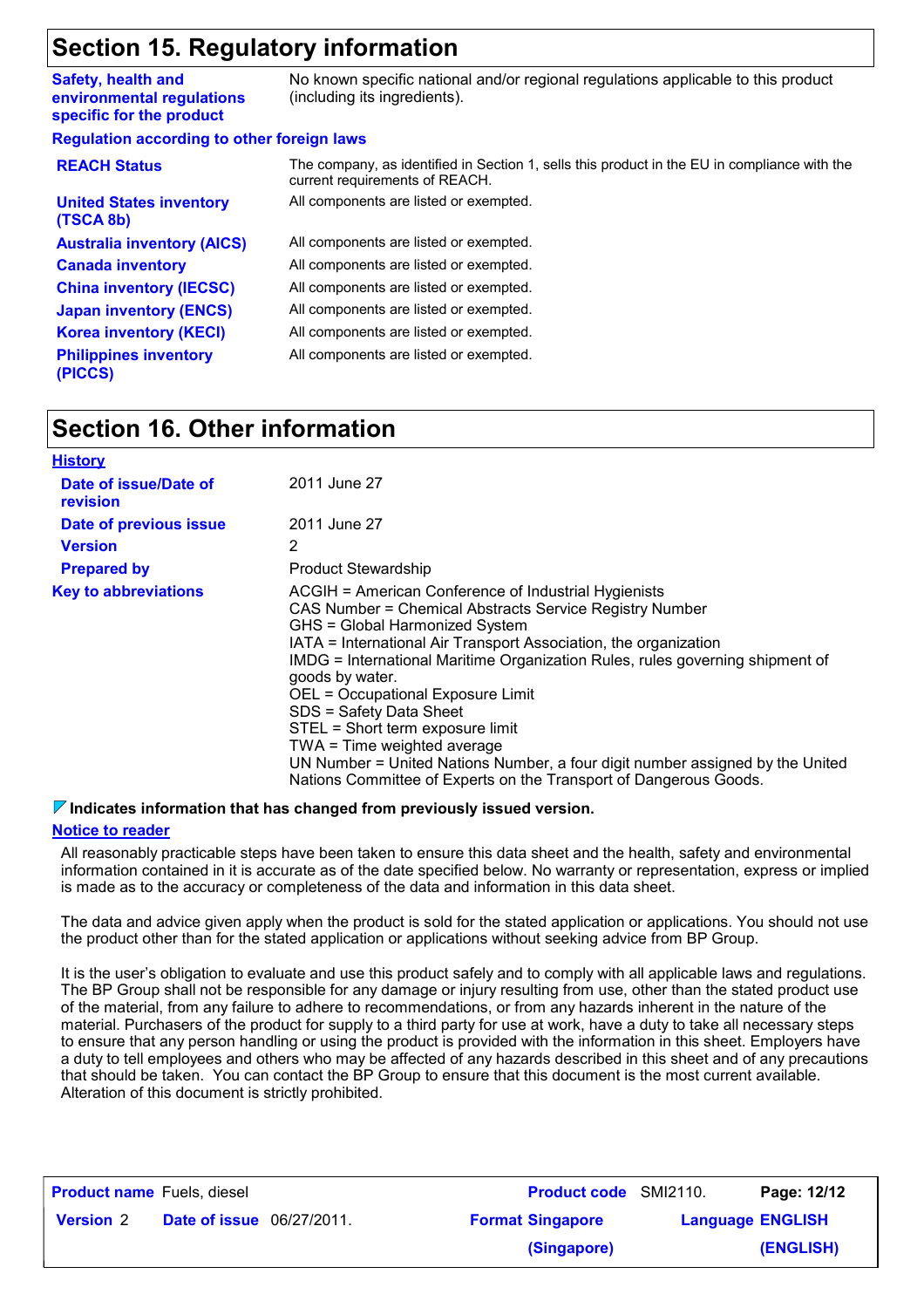## Section 15. Regulatory information

| | |
|---|---|
| **Safety, health and environmental regulations specific for the product** | No known specific national and/or regional regulations applicable to this product (including its ingredients). |

**Regulation according to other foreign laws**

| | |
|---|---|
| **REACH Status** | The company, as identified in Section 1, sells this product in the EU in compliance with the current requirements of REACH. |
| **United States inventory (TSCA 8b)** | All components are listed or exempted. |
| **Australia inventory (AICS)** | All components are listed or exempted. |
| **Canada inventory** | All components are listed or exempted. |
| **China inventory (IECSC)** | All components are listed or exempted. |
| **Japan inventory (ENCS)** | All components are listed or exempted. |
| **Korea inventory (KECI)** | All components are listed or exempted. |
| **Philippines inventory (PICCS)** | All components are listed or exempted. |

## Section 16. Other information

**History**

| | |
|---|---|
| **Date of issue/Date of revision** | 2011 June 27 |
| **Date of previous issue** | 2011 June 27 |
| **Version** | 2 |
| **Prepared by** | Product Stewardship |

**Key to abbreviations**

ACGIH = American Conference of Industrial Hygienists
CAS Number = Chemical Abstracts Service Registry Number
GHS = Global Harmonized System
IATA = International Air Transport Association, the organization
IMDG = International Maritime Organization Rules, rules governing shipment of goods by water.
OEL = Occupational Exposure Limit
SDS = Safety Data Sheet
STEL = Short term exposure limit
TWA = Time weighted average
UN Number = United Nations Number, a four digit number assigned by the United Nations Committee of Experts on the Transport of Dangerous Goods.

**Indicates information that has changed from previously issued version.**

**Notice to reader**

All reasonably practicable steps have been taken to ensure this data sheet and the health, safety and environmental information contained in it is accurate as of the date specified below. No warranty or representation, express or implied is made as to the accuracy or completeness of the data and information in this data sheet.

The data and advice given apply when the product is sold for the stated application or applications. You should not use the product other than for the stated application or applications without seeking advice from BP Group.

It is the user's obligation to evaluate and use this product safely and to comply with all applicable laws and regulations. The BP Group shall not be responsible for any damage or injury resulting from use, other than the stated product use of the material, from any failure to adhere to recommendations, or from any hazards inherent in the nature of the material. Purchasers of the product for supply to a third party for use at work, have a duty to take all necessary steps to ensure that any person handling or using the product is provided with the information in this sheet. Employers have a duty to tell employees and others who may be affected of any hazards described in this sheet and of any precautions that should be taken. You can contact the BP Group to ensure that this document is the most current available. Alteration of this document is strictly prohibited.